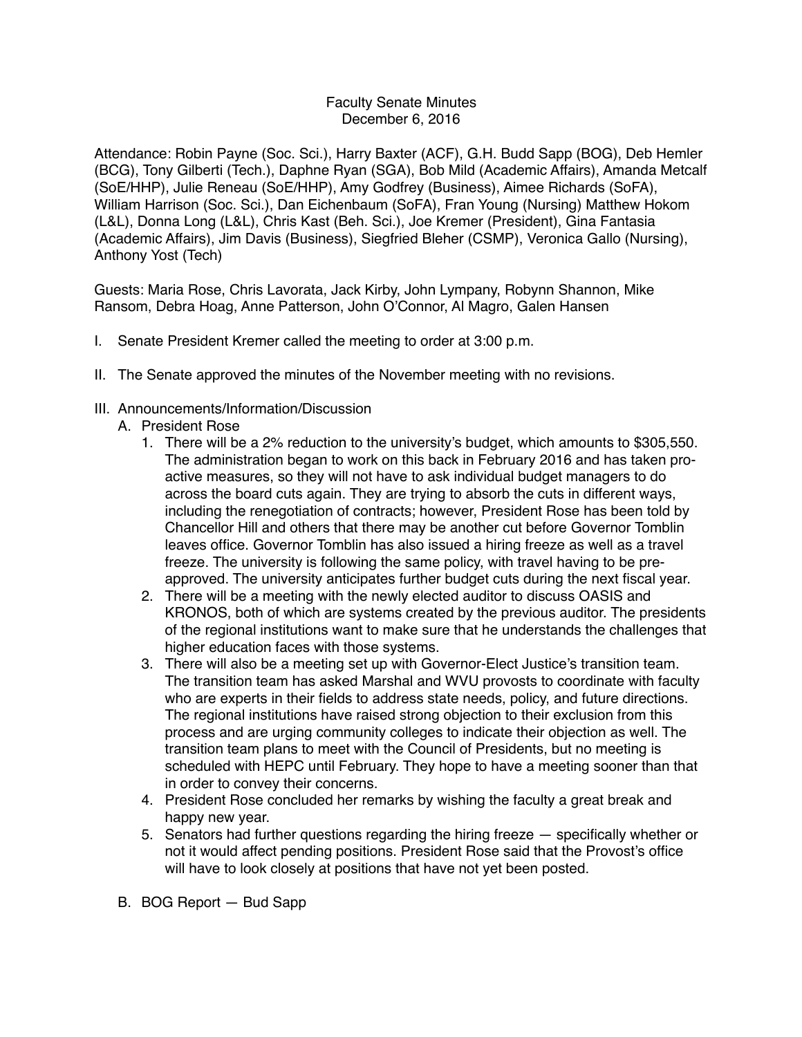Faculty Senate Minutes
December 6, 2016

Attendance: Robin Payne (Soc. Sci.), Harry Baxter (ACF), G.H. Budd Sapp (BOG), Deb Hemler (BCG), Tony Gilberti (Tech.), Daphne Ryan (SGA), Bob Mild (Academic Affairs), Amanda Metcalf (SoE/HHP), Julie Reneau (SoE/HHP), Amy Godfrey (Business), Aimee Richards (SoFA), William Harrison (Soc. Sci.), Dan Eichenbaum (SoFA), Fran Young (Nursing) Matthew Hokom (L&L), Donna Long (L&L), Chris Kast (Beh. Sci.), Joe Kremer (President), Gina Fantasia (Academic Affairs), Jim Davis (Business), Siegfried Bleher (CSMP), Veronica Gallo (Nursing), Anthony Yost (Tech)

Guests: Maria Rose, Chris Lavorata, Jack Kirby, John Lympany, Robynn Shannon, Mike Ransom, Debra Hoag, Anne Patterson, John O'Connor, Al Magro, Galen Hansen

I. Senate President Kremer called the meeting to order at 3:00 p.m.

II. The Senate approved the minutes of the November meeting with no revisions.

III. Announcements/Information/Discussion

   A. President Rose

      1. There will be a 2% reduction to the university's budget, which amounts to $305,550. The administration began to work on this back in February 2016 and has taken pro-active measures, so they will not have to ask individual budget managers to do across the board cuts again. They are trying to absorb the cuts in different ways, including the renegotiation of contracts; however, President Rose has been told by Chancellor Hill and others that there may be another cut before Governor Tomblin leaves office. Governor Tomblin has also issued a hiring freeze as well as a travel freeze. The university is following the same policy, with travel having to be pre-approved. The university anticipates further budget cuts during the next fiscal year.
      2. There will be a meeting with the newly elected auditor to discuss OASIS and KRONOS, both of which are systems created by the previous auditor. The presidents of the regional institutions want to make sure that he understands the challenges that higher education faces with those systems.
      3. There will also be a meeting set up with Governor-Elect Justice's transition team. The transition team has asked Marshal and WVU provosts to coordinate with faculty who are experts in their fields to address state needs, policy, and future directions. The regional institutions have raised strong objection to their exclusion from this process and are urging community colleges to indicate their objection as well. The transition team plans to meet with the Council of Presidents, but no meeting is scheduled with HEPC until February. They hope to have a meeting sooner than that in order to convey their concerns.
      4. President Rose concluded her remarks by wishing the faculty a great break and happy new year.
      5. Senators had further questions regarding the hiring freeze — specifically whether or not it would affect pending positions. President Rose said that the Provost's office will have to look closely at positions that have not yet been posted.

   B. BOG Report — Bud Sapp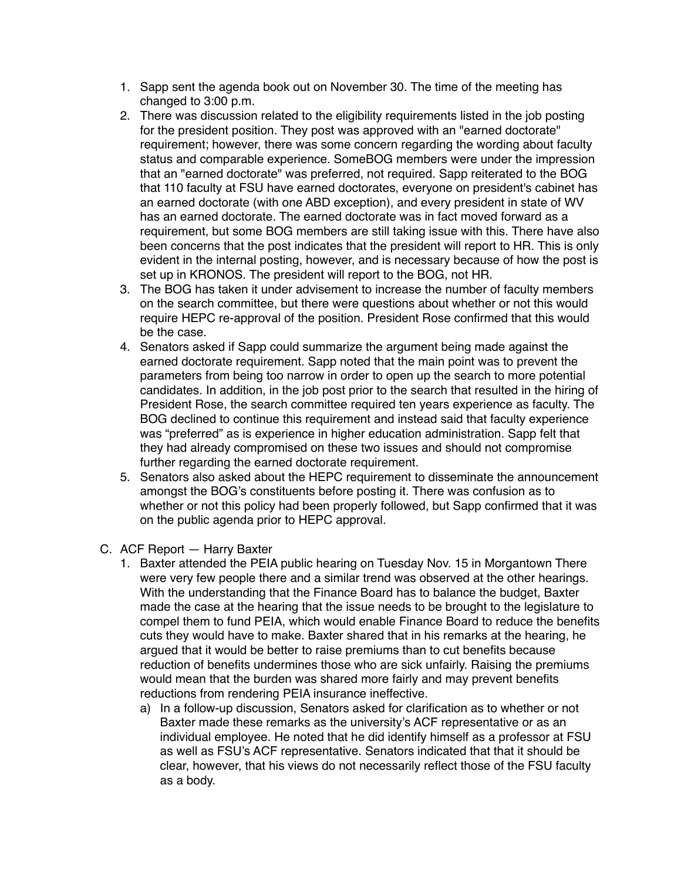1. Sapp sent the agenda book out on November 30. The time of the meeting has changed to 3:00 p.m.
2. There was discussion related to the eligibility requirements listed in the job posting for the president position. They post was approved with an "earned doctorate" requirement; however, there was some concern regarding the wording about faculty status and comparable experience. SomeBOG members were under the impression that an "earned doctorate" was preferred, not required. Sapp reiterated to the BOG that 110 faculty at FSU have earned doctorates, everyone on president's cabinet has an earned doctorate (with one ABD exception), and every president in state of WV has an earned doctorate. The earned doctorate was in fact moved forward as a requirement, but some BOG members are still taking issue with this. There have also been concerns that the post indicates that the president will report to HR. This is only evident in the internal posting, however, and is necessary because of how the post is set up in KRONOS. The president will report to the BOG, not HR.
3. The BOG has taken it under advisement to increase the number of faculty members on the search committee, but there were questions about whether or not this would require HEPC re-approval of the position. President Rose confirmed that this would be the case.
4. Senators asked if Sapp could summarize the argument being made against the earned doctorate requirement. Sapp noted that the main point was to prevent the parameters from being too narrow in order to open up the search to more potential candidates. In addition, in the job post prior to the search that resulted in the hiring of President Rose, the search committee required ten years experience as faculty. The BOG declined to continue this requirement and instead said that faculty experience was "preferred" as is experience in higher education administration. Sapp felt that they had already compromised on these two issues and should not compromise further regarding the earned doctorate requirement.
5. Senators also asked about the HEPC requirement to disseminate the announcement amongst the BOG's constituents before posting it. There was confusion as to whether or not this policy had been properly followed, but Sapp confirmed that it was on the public agenda prior to HEPC approval.

C. ACF Report — Harry Baxter

1. Baxter attended the PEIA public hearing on Tuesday Nov. 15 in Morgantown There were very few people there and a similar trend was observed at the other hearings. With the understanding that the Finance Board has to balance the budget, Baxter made the case at the hearing that the issue needs to be brought to the legislature to compel them to fund PEIA, which would enable Finance Board to reduce the benefits cuts they would have to make. Baxter shared that in his remarks at the hearing, he argued that it would be better to raise premiums than to cut benefits because reduction of benefits undermines those who are sick unfairly. Raising the premiums would mean that the burden was shared more fairly and may prevent benefits reductions from rendering PEIA insurance ineffective.
   a) In a follow-up discussion, Senators asked for clarification as to whether or not Baxter made these remarks as the university's ACF representative or as an individual employee. He noted that he did identify himself as a professor at FSU as well as FSU's ACF representative. Senators indicated that that it should be clear, however, that his views do not necessarily reflect those of the FSU faculty as a body.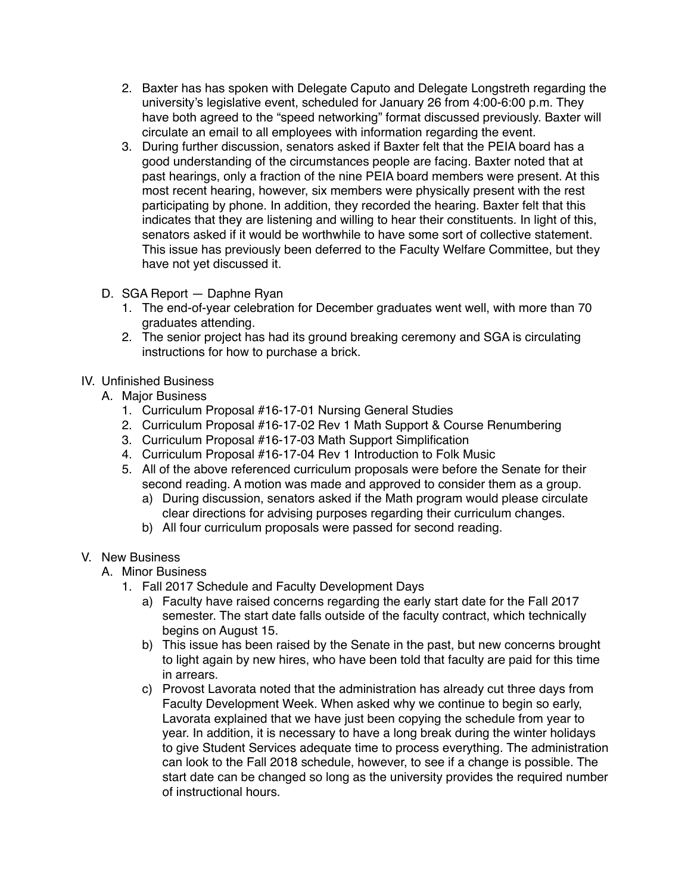2. Baxter has has spoken with Delegate Caputo and Delegate Longstreth regarding the university's legislative event, scheduled for January 26 from 4:00-6:00 p.m. They have both agreed to the "speed networking" format discussed previously. Baxter will circulate an email to all employees with information regarding the event.
3. During further discussion, senators asked if Baxter felt that the PEIA board has a good understanding of the circumstances people are facing. Baxter noted that at past hearings, only a fraction of the nine PEIA board members were present. At this most recent hearing, however, six members were physically present with the rest participating by phone. In addition, they recorded the hearing. Baxter felt that this indicates that they are listening and willing to hear their constituents. In light of this, senators asked if it would be worthwhile to have some sort of collective statement. This issue has previously been deferred to the Faculty Welfare Committee, but they have not yet discussed it.

D. SGA Report — Daphne Ryan

1. The end-of-year celebration for December graduates went well, with more than 70 graduates attending.
2. The senior project has had its ground breaking ceremony and SGA is circulating instructions for how to purchase a brick.

IV. Unfinished Business

A. Major Business

1. Curriculum Proposal #16-17-01 Nursing General Studies
2. Curriculum Proposal #16-17-02 Rev 1 Math Support & Course Renumbering
3. Curriculum Proposal #16-17-03 Math Support Simplification
4. Curriculum Proposal #16-17-04 Rev 1 Introduction to Folk Music
5. All of the above referenced curriculum proposals were before the Senate for their second reading. A motion was made and approved to consider them as a group.
   a) During discussion, senators asked if the Math program would please circulate clear directions for advising purposes regarding their curriculum changes.
   b) All four curriculum proposals were passed for second reading.

V. New Business

A. Minor Business

1. Fall 2017 Schedule and Faculty Development Days
   a) Faculty have raised concerns regarding the early start date for the Fall 2017 semester. The start date falls outside of the faculty contract, which technically begins on August 15.
   b) This issue has been raised by the Senate in the past, but new concerns brought to light again by new hires, who have been told that faculty are paid for this time in arrears.
   c) Provost Lavorata noted that the administration has already cut three days from Faculty Development Week. When asked why we continue to begin so early, Lavorata explained that we have just been copying the schedule from year to year. In addition, it is necessary to have a long break during the winter holidays to give Student Services adequate time to process everything. The administration can look to the Fall 2018 schedule, however, to see if a change is possible. The start date can be changed so long as the university provides the required number of instructional hours.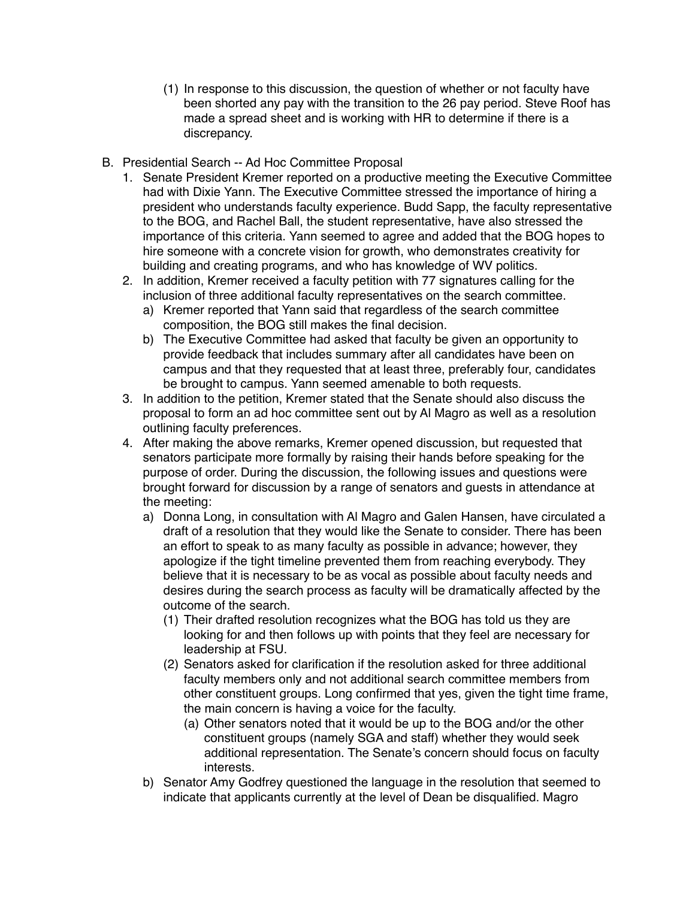(1) In response to this discussion, the question of whether or not faculty have been shorted any pay with the transition to the 26 pay period. Steve Roof has made a spread sheet and is working with HR to determine if there is a discrepancy.

B. Presidential Search -- Ad Hoc Committee Proposal

1. Senate President Kremer reported on a productive meeting the Executive Committee had with Dixie Yann. The Executive Committee stressed the importance of hiring a president who understands faculty experience. Budd Sapp, the faculty representative to the BOG, and Rachel Ball, the student representative, have also stressed the importance of this criteria. Yann seemed to agree and added that the BOG hopes to hire someone with a concrete vision for growth, who demonstrates creativity for building and creating programs, and who has knowledge of WV politics.
2. In addition, Kremer received a faculty petition with 77 signatures calling for the inclusion of three additional faculty representatives on the search committee.
   a) Kremer reported that Yann said that regardless of the search committee composition, the BOG still makes the final decision.
   b) The Executive Committee had asked that faculty be given an opportunity to provide feedback that includes summary after all candidates have been on campus and that they requested that at least three, preferably four, candidates be brought to campus. Yann seemed amenable to both requests.
3. In addition to the petition, Kremer stated that the Senate should also discuss the proposal to form an ad hoc committee sent out by Al Magro as well as a resolution outlining faculty preferences.
4. After making the above remarks, Kremer opened discussion, but requested that senators participate more formally by raising their hands before speaking for the purpose of order. During the discussion, the following issues and questions were brought forward for discussion by a range of senators and guests in attendance at the meeting:
   a) Donna Long, in consultation with Al Magro and Galen Hansen, have circulated a draft of a resolution that they would like the Senate to consider. There has been an effort to speak to as many faculty as possible in advance; however, they apologize if the tight timeline prevented them from reaching everybody. They believe that it is necessary to be as vocal as possible about faculty needs and desires during the search process as faculty will be dramatically affected by the outcome of the search.
      (1) Their drafted resolution recognizes what the BOG has told us they are looking for and then follows up with points that they feel are necessary for leadership at FSU.
      (2) Senators asked for clarification if the resolution asked for three additional faculty members only and not additional search committee members from other constituent groups. Long confirmed that yes, given the tight time frame, the main concern is having a voice for the faculty.
         (a) Other senators noted that it would be up to the BOG and/or the other constituent groups (namely SGA and staff) whether they would seek additional representation. The Senate's concern should focus on faculty interests.
   b) Senator Amy Godfrey questioned the language in the resolution that seemed to indicate that applicants currently at the level of Dean be disqualified. Magro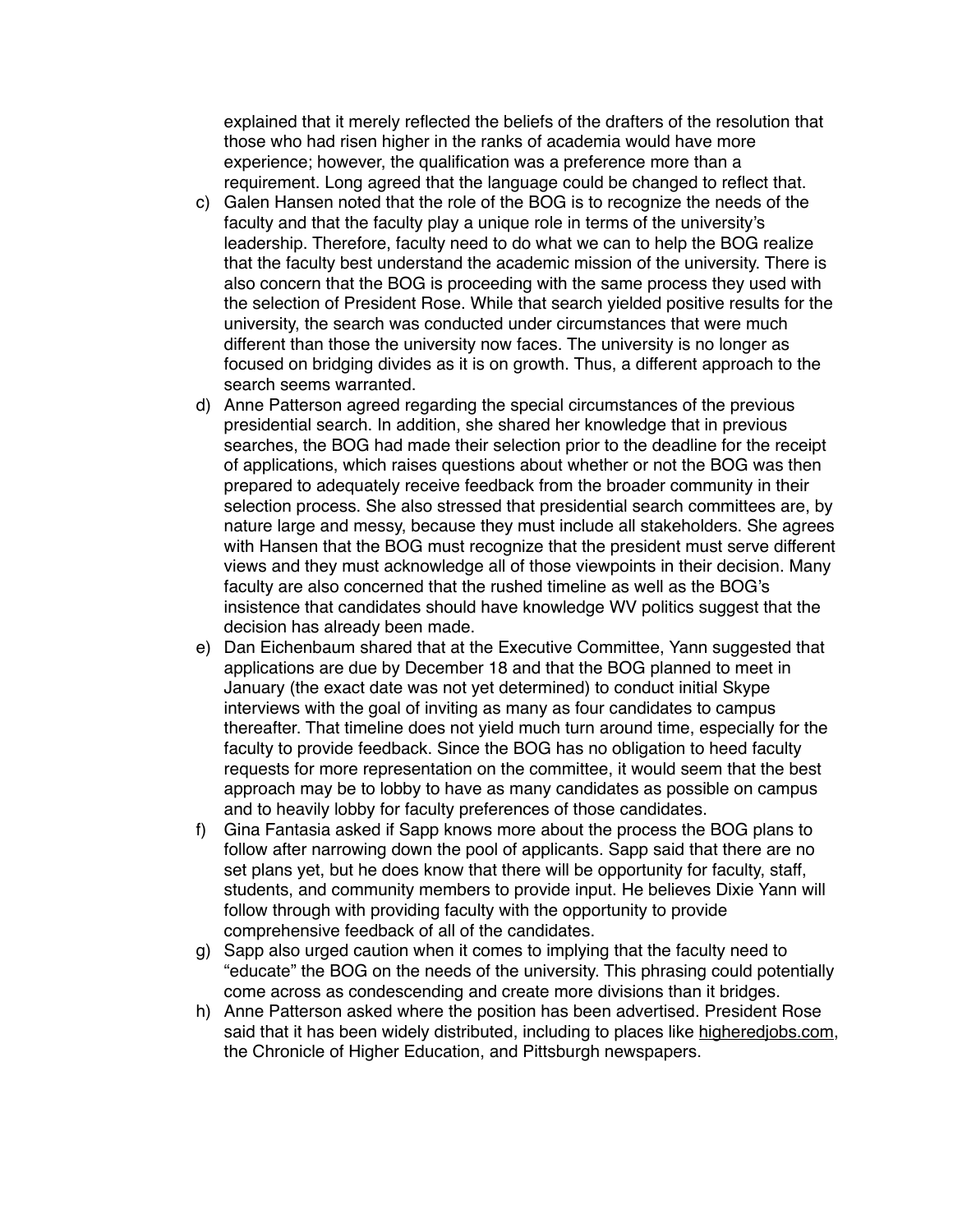explained that it merely reflected the beliefs of the drafters of the resolution that those who had risen higher in the ranks of academia would have more experience; however, the qualification was a preference more than a requirement. Long agreed that the language could be changed to reflect that.

c) Galen Hansen noted that the role of the BOG is to recognize the needs of the faculty and that the faculty play a unique role in terms of the university's leadership. Therefore, faculty need to do what we can to help the BOG realize that the faculty best understand the academic mission of the university. There is also concern that the BOG is proceeding with the same process they used with the selection of President Rose. While that search yielded positive results for the university, the search was conducted under circumstances that were much different than those the university now faces. The university is no longer as focused on bridging divides as it is on growth. Thus, a different approach to the search seems warranted.

d) Anne Patterson agreed regarding the special circumstances of the previous presidential search. In addition, she shared her knowledge that in previous searches, the BOG had made their selection prior to the deadline for the receipt of applications, which raises questions about whether or not the BOG was then prepared to adequately receive feedback from the broader community in their selection process. She also stressed that presidential search committees are, by nature large and messy, because they must include all stakeholders. She agrees with Hansen that the BOG must recognize that the president must serve different views and they must acknowledge all of those viewpoints in their decision. Many faculty are also concerned that the rushed timeline as well as the BOG's insistence that candidates should have knowledge WV politics suggest that the decision has already been made.

e) Dan Eichenbaum shared that at the Executive Committee, Yann suggested that applications are due by December 18 and that the BOG planned to meet in January (the exact date was not yet determined) to conduct initial Skype interviews with the goal of inviting as many as four candidates to campus thereafter. That timeline does not yield much turn around time, especially for the faculty to provide feedback. Since the BOG has no obligation to heed faculty requests for more representation on the committee, it would seem that the best approach may be to lobby to have as many candidates as possible on campus and to heavily lobby for faculty preferences of those candidates.

f) Gina Fantasia asked if Sapp knows more about the process the BOG plans to follow after narrowing down the pool of applicants. Sapp said that there are no set plans yet, but he does know that there will be opportunity for faculty, staff, students, and community members to provide input. He believes Dixie Yann will follow through with providing faculty with the opportunity to provide comprehensive feedback of all of the candidates.

g) Sapp also urged caution when it comes to implying that the faculty need to "educate" the BOG on the needs of the university. This phrasing could potentially come across as condescending and create more divisions than it bridges.

h) Anne Patterson asked where the position has been advertised. President Rose said that it has been widely distributed, including to places like higheredjobs.com, the Chronicle of Higher Education, and Pittsburgh newspapers.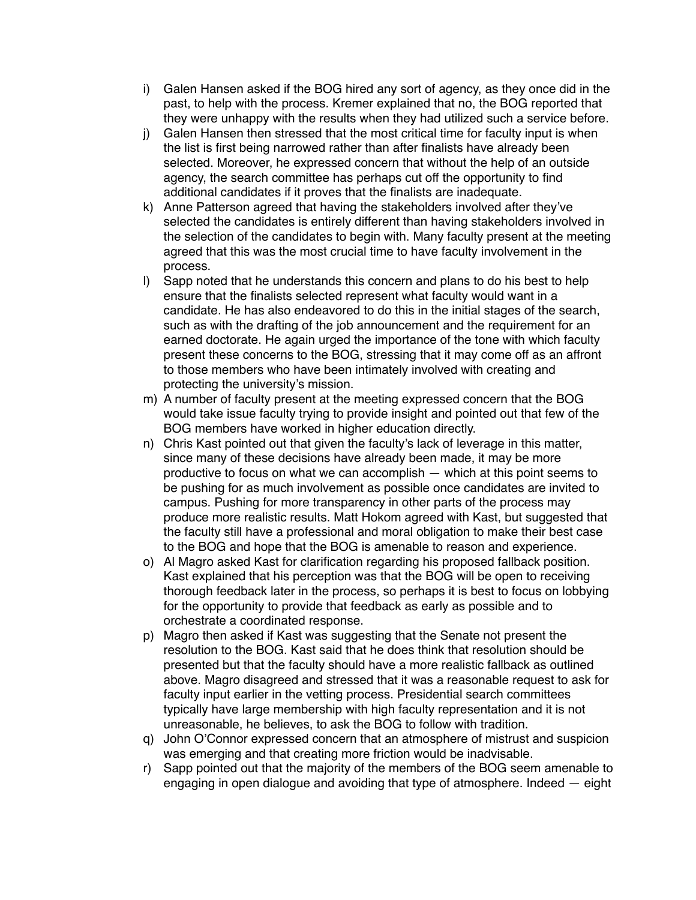i) Galen Hansen asked if the BOG hired any sort of agency, as they once did in the past, to help with the process. Kremer explained that no, the BOG reported that they were unhappy with the results when they had utilized such a service before.

j) Galen Hansen then stressed that the most critical time for faculty input is when the list is first being narrowed rather than after finalists have already been selected. Moreover, he expressed concern that without the help of an outside agency, the search committee has perhaps cut off the opportunity to find additional candidates if it proves that the finalists are inadequate.

k) Anne Patterson agreed that having the stakeholders involved after they've selected the candidates is entirely different than having stakeholders involved in the selection of the candidates to begin with. Many faculty present at the meeting agreed that this was the most crucial time to have faculty involvement in the process.

l) Sapp noted that he understands this concern and plans to do his best to help ensure that the finalists selected represent what faculty would want in a candidate. He has also endeavored to do this in the initial stages of the search, such as with the drafting of the job announcement and the requirement for an earned doctorate. He again urged the importance of the tone with which faculty present these concerns to the BOG, stressing that it may come off as an affront to those members who have been intimately involved with creating and protecting the university's mission.

m) A number of faculty present at the meeting expressed concern that the BOG would take issue faculty trying to provide insight and pointed out that few of the BOG members have worked in higher education directly.

n) Chris Kast pointed out that given the faculty's lack of leverage in this matter, since many of these decisions have already been made, it may be more productive to focus on what we can accomplish — which at this point seems to be pushing for as much involvement as possible once candidates are invited to campus. Pushing for more transparency in other parts of the process may produce more realistic results. Matt Hokom agreed with Kast, but suggested that the faculty still have a professional and moral obligation to make their best case to the BOG and hope that the BOG is amenable to reason and experience.

o) Al Magro asked Kast for clarification regarding his proposed fallback position. Kast explained that his perception was that the BOG will be open to receiving thorough feedback later in the process, so perhaps it is best to focus on lobbying for the opportunity to provide that feedback as early as possible and to orchestrate a coordinated response.

p) Magro then asked if Kast was suggesting that the Senate not present the resolution to the BOG. Kast said that he does think that resolution should be presented but that the faculty should have a more realistic fallback as outlined above. Magro disagreed and stressed that it was a reasonable request to ask for faculty input earlier in the vetting process. Presidential search committees typically have large membership with high faculty representation and it is not unreasonable, he believes, to ask the BOG to follow with tradition.

q) John O'Connor expressed concern that an atmosphere of mistrust and suspicion was emerging and that creating more friction would be inadvisable.

r) Sapp pointed out that the majority of the members of the BOG seem amenable to engaging in open dialogue and avoiding that type of atmosphere. Indeed — eight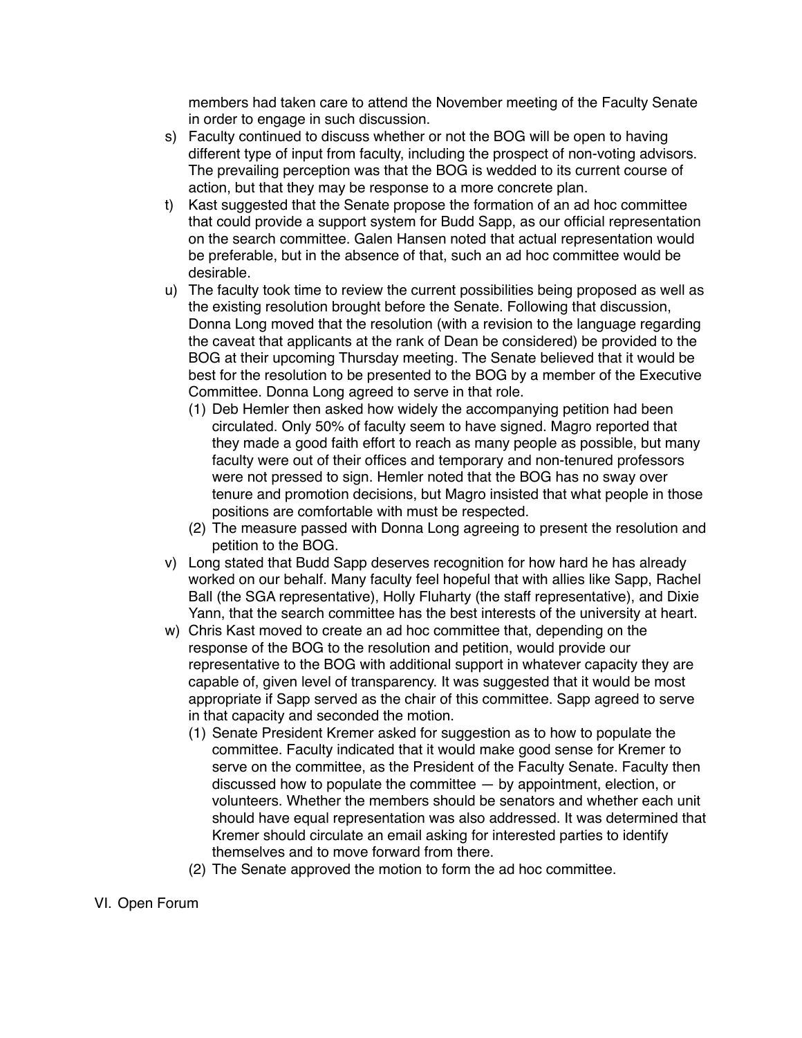members had taken care to attend the November meeting of the Faculty Senate in order to engage in such discussion.

s) Faculty continued to discuss whether or not the BOG will be open to having different type of input from faculty, including the prospect of non-voting advisors. The prevailing perception was that the BOG is wedded to its current course of action, but that they may be response to a more concrete plan.

t) Kast suggested that the Senate propose the formation of an ad hoc committee that could provide a support system for Budd Sapp, as our official representation on the search committee. Galen Hansen noted that actual representation would be preferable, but in the absence of that, such an ad hoc committee would be desirable.

u) The faculty took time to review the current possibilities being proposed as well as the existing resolution brought before the Senate. Following that discussion, Donna Long moved that the resolution (with a revision to the language regarding the caveat that applicants at the rank of Dean be considered) be provided to the BOG at their upcoming Thursday meeting. The Senate believed that it would be best for the resolution to be presented to the BOG by a member of the Executive Committee. Donna Long agreed to serve in that role.
   (1) Deb Hemler then asked how widely the accompanying petition had been circulated. Only 50% of faculty seem to have signed. Magro reported that they made a good faith effort to reach as many people as possible, but many faculty were out of their offices and temporary and non-tenured professors were not pressed to sign. Hemler noted that the BOG has no sway over tenure and promotion decisions, but Magro insisted that what people in those positions are comfortable with must be respected.
   (2) The measure passed with Donna Long agreeing to present the resolution and petition to the BOG.

v) Long stated that Budd Sapp deserves recognition for how hard he has already worked on our behalf. Many faculty feel hopeful that with allies like Sapp, Rachel Ball (the SGA representative), Holly Fluharty (the staff representative), and Dixie Yann, that the search committee has the best interests of the university at heart.

w) Chris Kast moved to create an ad hoc committee that, depending on the response of the BOG to the resolution and petition, would provide our representative to the BOG with additional support in whatever capacity they are capable of, given level of transparency. It was suggested that it would be most appropriate if Sapp served as the chair of this committee. Sapp agreed to serve in that capacity and seconded the motion.
   (1) Senate President Kremer asked for suggestion as to how to populate the committee. Faculty indicated that it would make good sense for Kremer to serve on the committee, as the President of the Faculty Senate. Faculty then discussed how to populate the committee — by appointment, election, or volunteers. Whether the members should be senators and whether each unit should have equal representation was also addressed. It was determined that Kremer should circulate an email asking for interested parties to identify themselves and to move forward from there.
   (2) The Senate approved the motion to form the ad hoc committee.

VI. Open Forum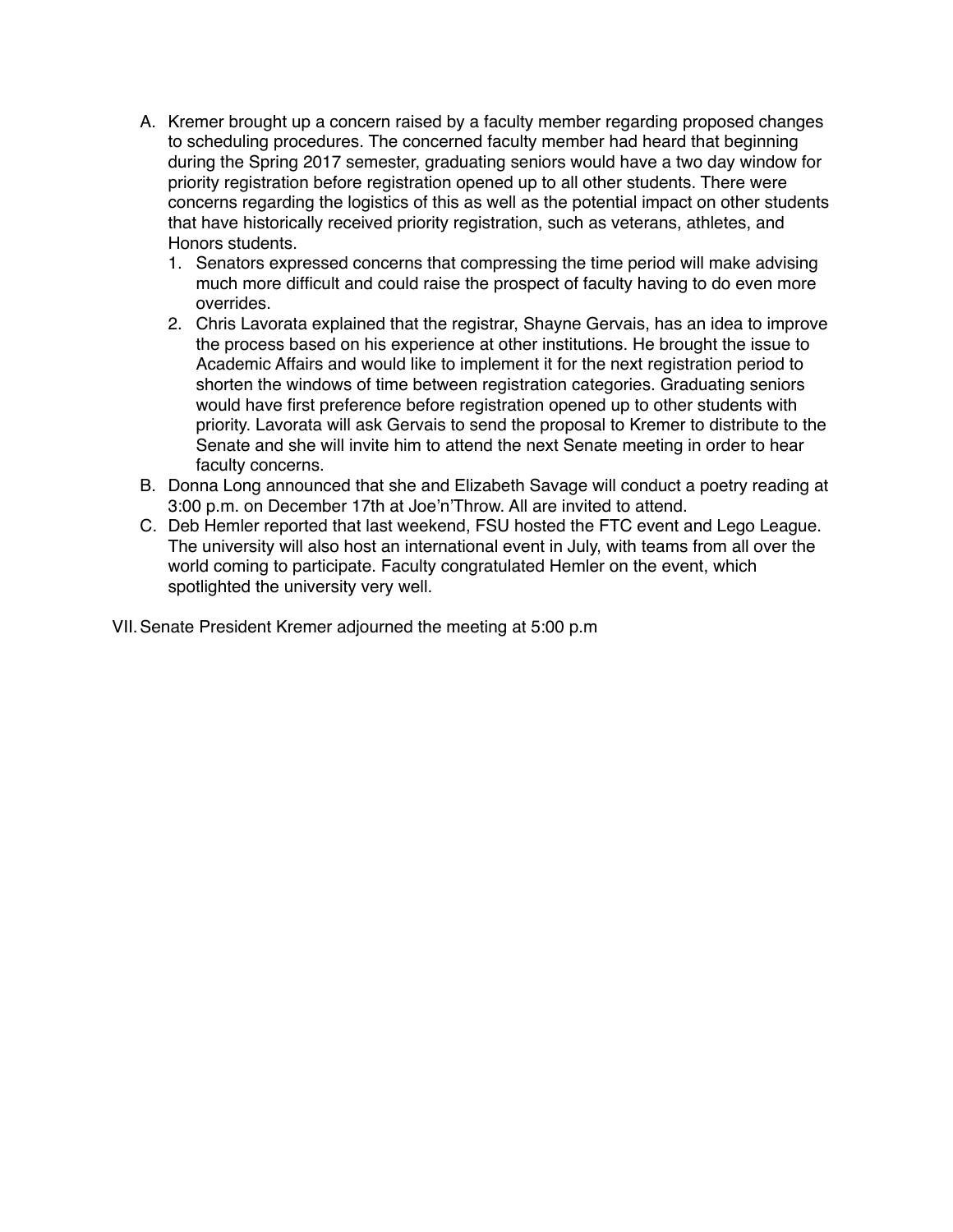A. Kremer brought up a concern raised by a faculty member regarding proposed changes to scheduling procedures. The concerned faculty member had heard that beginning during the Spring 2017 semester, graduating seniors would have a two day window for priority registration before registration opened up to all other students. There were concerns regarding the logistics of this as well as the potential impact on other students that have historically received priority registration, such as veterans, athletes, and Honors students.
   1. Senators expressed concerns that compressing the time period will make advising much more difficult and could raise the prospect of faculty having to do even more overrides.
   2. Chris Lavorata explained that the registrar, Shayne Gervais, has an idea to improve the process based on his experience at other institutions. He brought the issue to Academic Affairs and would like to implement it for the next registration period to shorten the windows of time between registration categories. Graduating seniors would have first preference before registration opened up to other students with priority. Lavorata will ask Gervais to send the proposal to Kremer to distribute to the Senate and she will invite him to attend the next Senate meeting in order to hear faculty concerns.

B. Donna Long announced that she and Elizabeth Savage will conduct a poetry reading at 3:00 p.m. on December 17th at Joe'n'Throw. All are invited to attend.

C. Deb Hemler reported that last weekend, FSU hosted the FTC event and Lego League. The university will also host an international event in July, with teams from all over the world coming to participate. Faculty congratulated Hemler on the event, which spotlighted the university very well.

VII. Senate President Kremer adjourned the meeting at 5:00 p.m